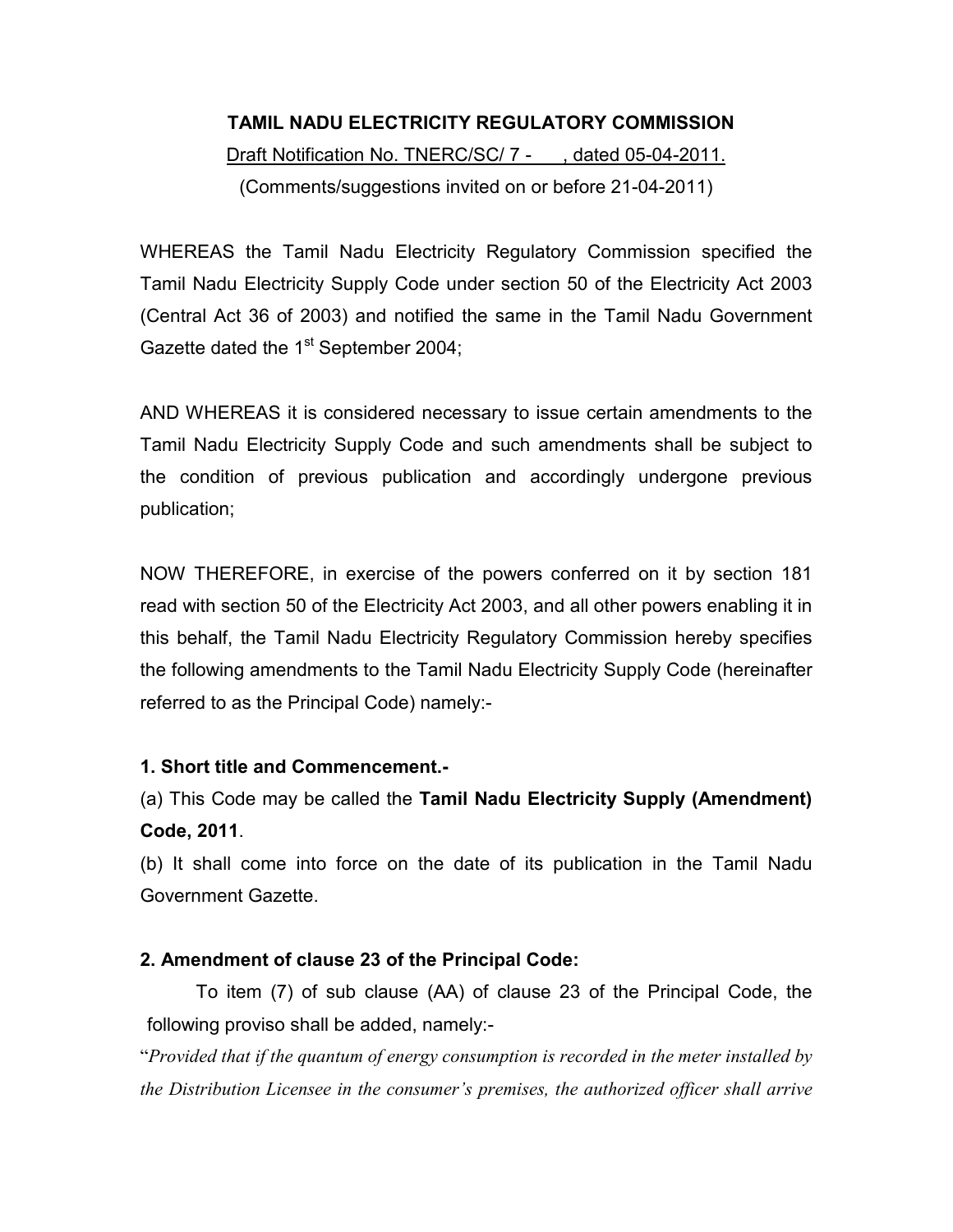**TAMIL NADU ELECTRICITY REGULATORY COMMISSION**

Draft Notification No. TNERC/SC/ 7 - , dated 05-04-2011.

(Comments/suggestions invited on or before 21-04-2011)

WHEREAS the Tamil Nadu Electricity Regulatory Commission specified the Tamil Nadu Electricity Supply Code under section 50 of the Electricity Act 2003 (Central Act 36 of 2003) and notified the same in the Tamil Nadu Government Gazette dated the 1st September 2004;

AND WHEREAS it is considered necessary to issue certain amendments to the Tamil Nadu Electricity Supply Code and such amendments shall be subject to the condition of previous publication and accordingly undergone previous publication;

NOW THEREFORE, in exercise of the powers conferred on it by section 181 read with section 50 of the Electricity Act 2003, and all other powers enabling it in this behalf, the Tamil Nadu Electricity Regulatory Commission hereby specifies the following amendments to the Tamil Nadu Electricity Supply Code (hereinafter referred to as the Principal Code) namely:-

**1. Short title and Commencement.-**

(a) This Code may be called the **Tamil Nadu Electricity Supply (Amendment) Code, 2011**.

(b) It shall come into force on the date of its publication in the Tamil Nadu Government Gazette.

**2. Amendment of clause 23 of the Principal Code:**

To item (7) of sub clause (AA) of clause 23 of the Principal Code, the following proviso shall be added, namely:-

"*Provided that if the quantum of energy consumption is recorded in the meter installed by the Distribution Licensee in the consumer's premises, the authorized officer shall arrive*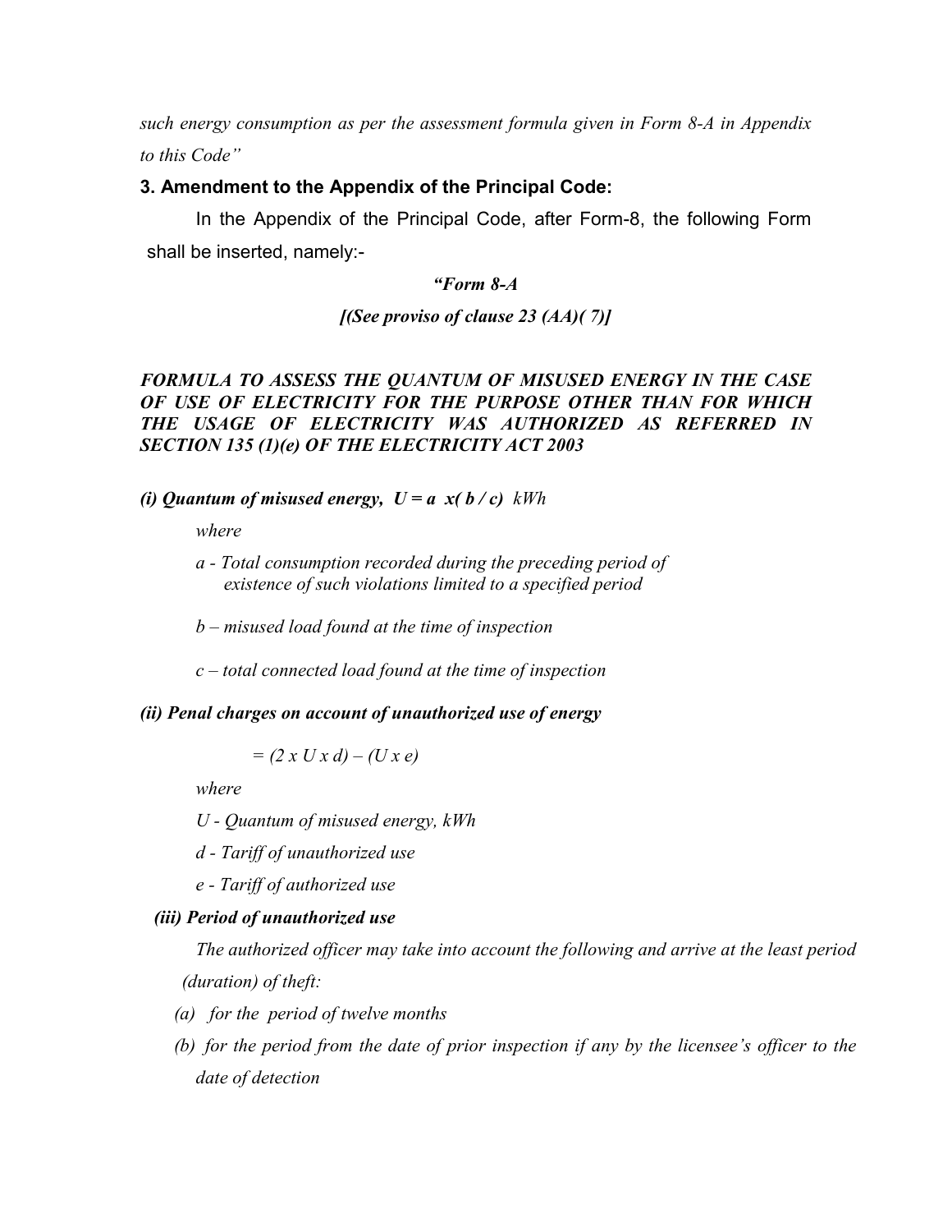*such energy consumption as per the assessment formula given in Form 8-A in Appendix to this Code"*

**3. Amendment to the Appendix of the Principal Code:**

In the Appendix of the Principal Code, after Form-8, the following Form shall be inserted, namely:-

***"Form 8-A***

***[(See proviso of clause 23 (AA)( 7)]***

***FORMULA TO ASSESS THE QUANTUM OF MISUSED ENERGY IN THE CASE OF USE OF ELECTRICITY FOR THE PURPOSE OTHER THAN FOR WHICH THE USAGE OF ELECTRICITY WAS AUTHORIZED AS REFERRED IN SECTION 135 (1)(e) OF THE ELECTRICITY ACT 2003***

***(i) Quantum of misused energy,*** $U = a \times (b / c)$ *kWh*

*where*

*a - Total consumption recorded during the preceding period of existence of such violations limited to a specified period*

*b – misused load found at the time of inspection*

*c – total connected load found at the time of inspection*

***(ii) Penal charges on account of unauthorized use of energy***

$$= (2 \times U \times d) - (U \times e)$$

*where*

*U - Quantum of misused energy, kWh*

*d - Tariff of unauthorized use*

*e - Tariff of authorized use*

***(iii) Period of unauthorized use***

*The authorized officer may take into account the following and arrive at the least period (duration) of theft:*

*(a) for the period of twelve months*

*(b) for the period from the date of prior inspection if any by the licensee's officer to the date of detection*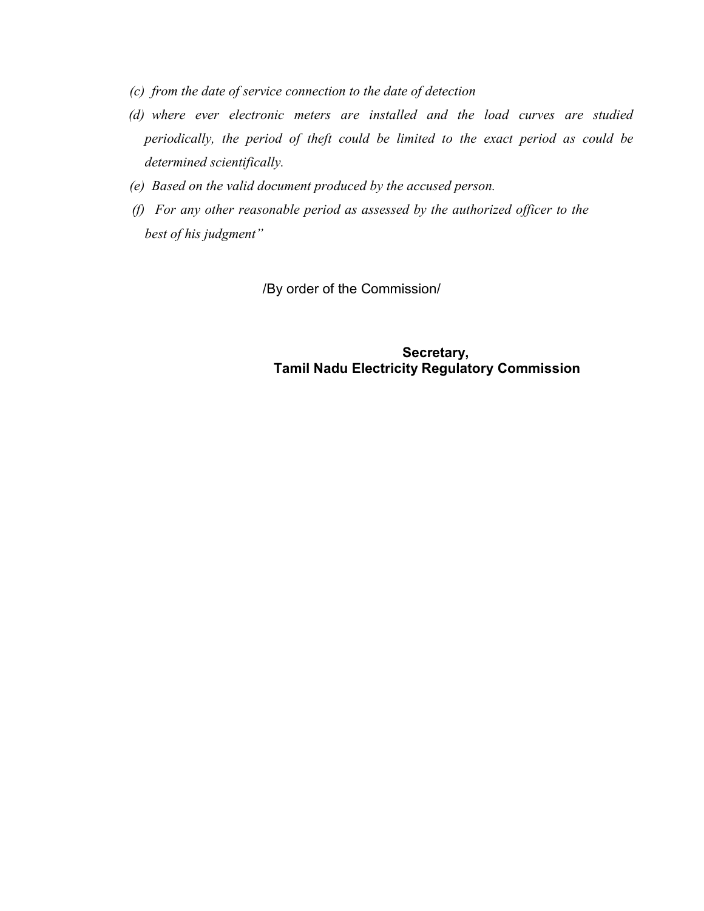*(c) from the date of service connection to the date of detection*

*(d) where ever electronic meters are installed and the load curves are studied periodically, the period of theft could be limited to the exact period as could be determined scientifically.*

*(e) Based on the valid document produced by the accused person.*

*(f) For any other reasonable period as assessed by the authorized officer to the best of his judgment"*

/By order of the Commission/

**Secretary,**
**Tamil Nadu Electricity Regulatory Commission**